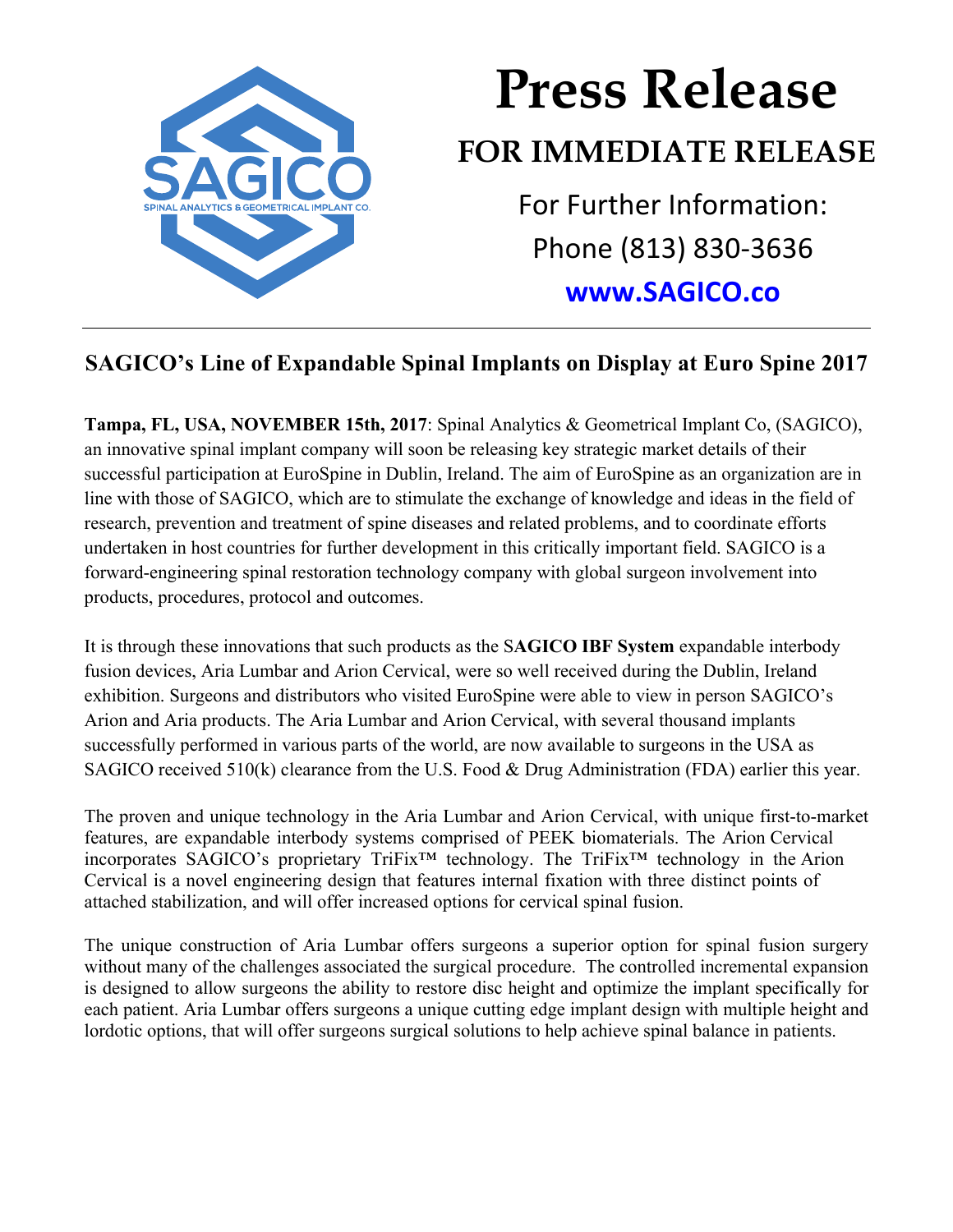# Press Release

## FOR IMMEDIATE RELEASE

For Further Information:
Phone (813) 830-3636
**www.SAGICO.co**

---

## SAGICO's Line of Expandable Spinal Implants on Display at Euro Spine 2017

**Tampa, FL, USA, NOVEMBER 15th, 2017**: Spinal Analytics & Geometrical Implant Co, (SAGICO), an innovative spinal implant company will soon be releasing key strategic market details of their successful participation at EuroSpine in Dublin, Ireland. The aim of EuroSpine as an organization are in line with those of SAGICO, which are to stimulate the exchange of knowledge and ideas in the field of research, prevention and treatment of spine diseases and related problems, and to coordinate efforts undertaken in host countries for further development in this critically important field. SAGICO is a forward-engineering spinal restoration technology company with global surgeon involvement into products, procedures, protocol and outcomes.

It is through these innovations that such products as the S**AGICO IBF System** expandable interbody fusion devices, Aria Lumbar and Arion Cervical, were so well received during the Dublin, Ireland exhibition. Surgeons and distributors who visited EuroSpine were able to view in person SAGICO's Arion and Aria products. The Aria Lumbar and Arion Cervical, with several thousand implants successfully performed in various parts of the world, are now available to surgeons in the USA as SAGICO received 510(k) clearance from the U.S. Food & Drug Administration (FDA) earlier this year.

The proven and unique technology in the Aria Lumbar and Arion Cervical, with unique first-to-market features, are expandable interbody systems comprised of PEEK biomaterials. The Arion Cervical incorporates SAGICO's proprietary TriFix™ technology. The TriFix™ technology in the Arion Cervical is a novel engineering design that features internal fixation with three distinct points of attached stabilization, and will offer increased options for cervical spinal fusion.

The unique construction of Aria Lumbar offers surgeons a superior option for spinal fusion surgery without many of the challenges associated the surgical procedure. The controlled incremental expansion is designed to allow surgeons the ability to restore disc height and optimize the implant specifically for each patient. Aria Lumbar offers surgeons a unique cutting edge implant design with multiple height and lordotic options, that will offer surgeons surgical solutions to help achieve spinal balance in patients.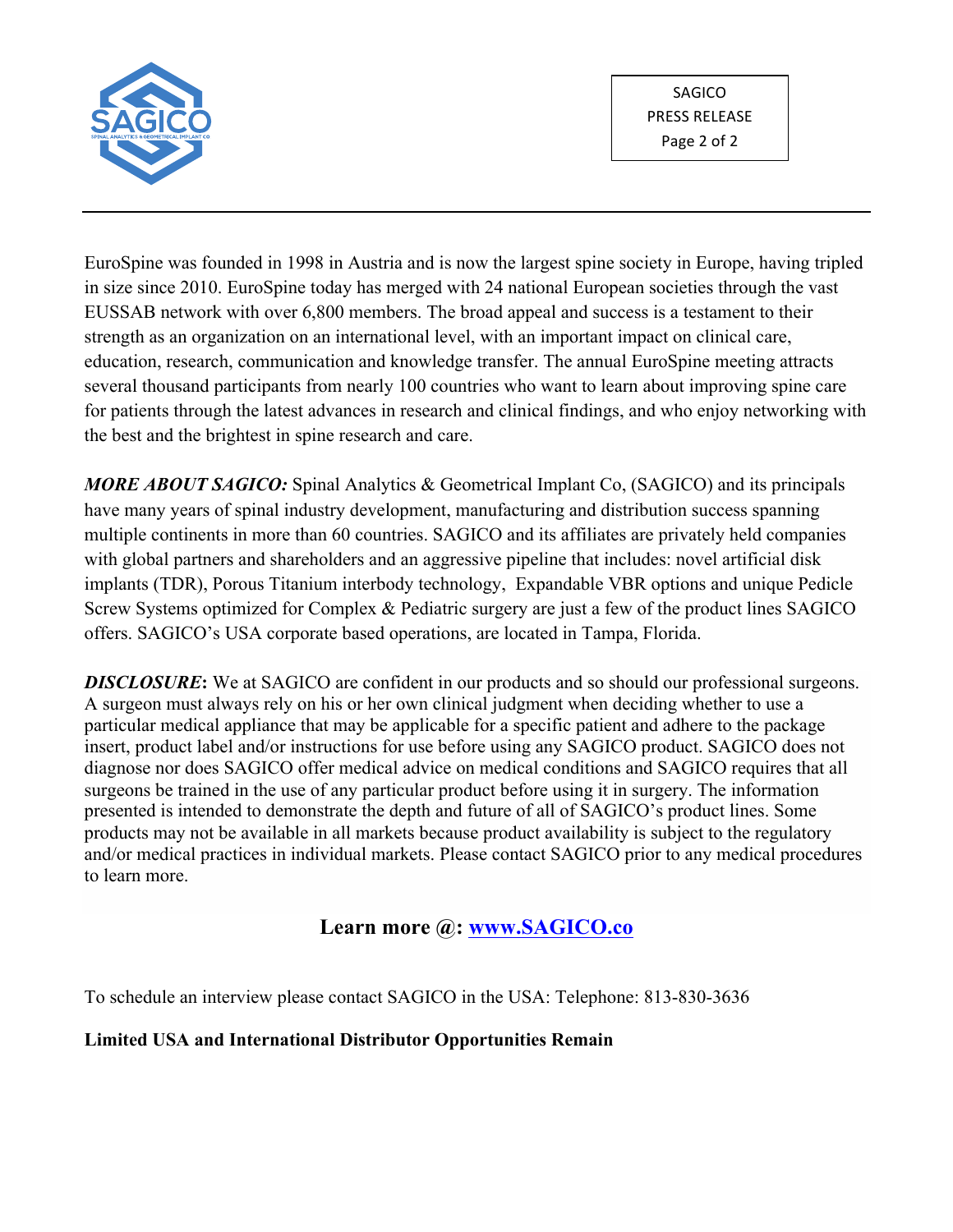EuroSpine was founded in 1998 in Austria and is now the largest spine society in Europe, having tripled in size since 2010. EuroSpine today has merged with 24 national European societies through the vast EUSSAB network with over 6,800 members. The broad appeal and success is a testament to their strength as an organization on an international level, with an important impact on clinical care, education, research, communication and knowledge transfer. The annual EuroSpine meeting attracts several thousand participants from nearly 100 countries who want to learn about improving spine care for patients through the latest advances in research and clinical findings, and who enjoy networking with the best and the brightest in spine research and care.

***MORE ABOUT SAGICO:*** Spinal Analytics & Geometrical Implant Co, (SAGICO) and its principals have many years of spinal industry development, manufacturing and distribution success spanning multiple continents in more than 60 countries. SAGICO and its affiliates are privately held companies with global partners and shareholders and an aggressive pipeline that includes: novel artificial disk implants (TDR), Porous Titanium interbody technology, Expandable VBR options and unique Pedicle Screw Systems optimized for Complex & Pediatric surgery are just a few of the product lines SAGICO offers. SAGICO's USA corporate based operations, are located in Tampa, Florida.

***DISCLOSURE*:** We at SAGICO are confident in our products and so should our professional surgeons. A surgeon must always rely on his or her own clinical judgment when deciding whether to use a particular medical appliance that may be applicable for a specific patient and adhere to the package insert, product label and/or instructions for use before using any SAGICO product. SAGICO does not diagnose nor does SAGICO offer medical advice on medical conditions and SAGICO requires that all surgeons be trained in the use of any particular product before using it in surgery. The information presented is intended to demonstrate the depth and future of all of SAGICO's product lines. Some products may not be available in all markets because product availability is subject to the regulatory and/or medical practices in individual markets. Please contact SAGICO prior to any medical procedures to learn more.

**Learn more @: [www.SAGICO.co](http://www.SAGICO.co)**

To schedule an interview please contact SAGICO in the USA: Telephone: 813-830-3636

**Limited USA and International Distributor Opportunities Remain**